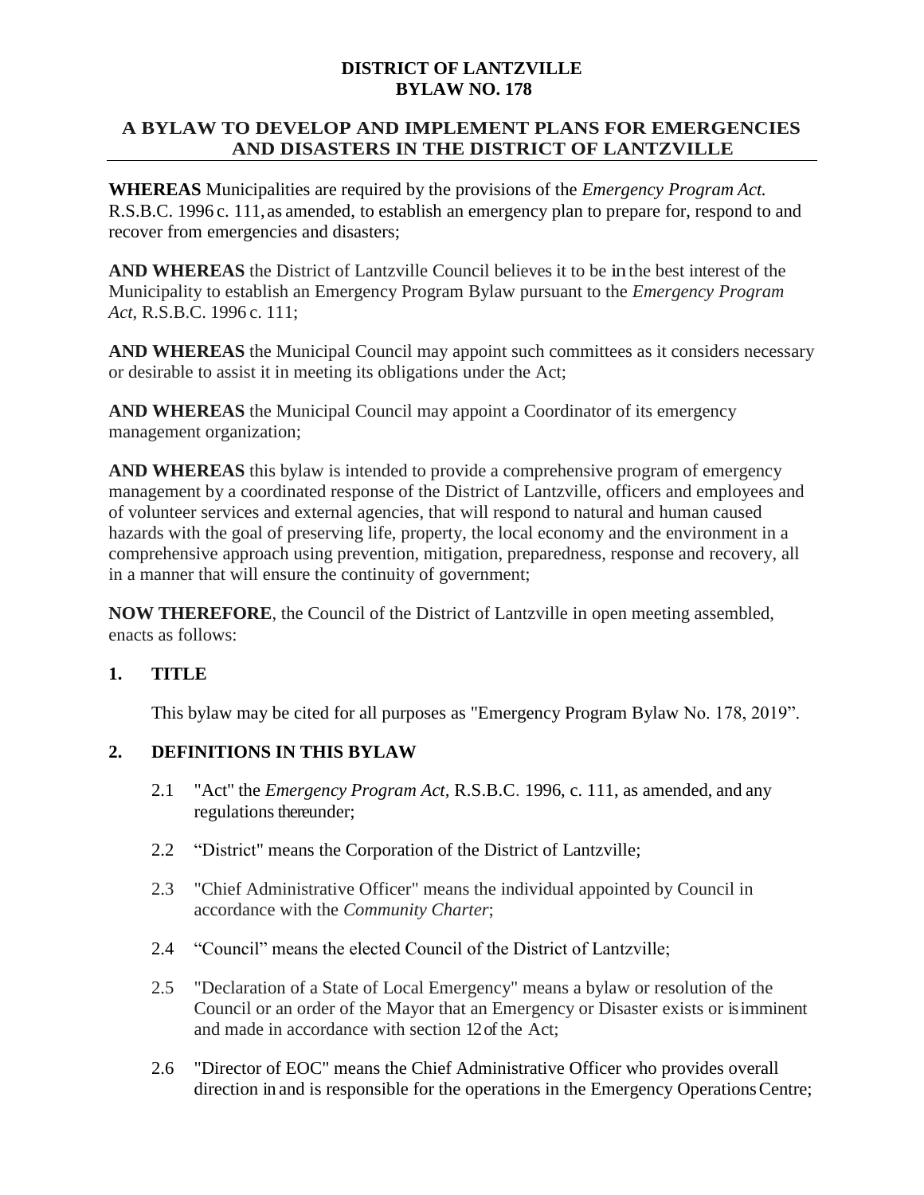# DISTRICT OF LANTZVILLE
# BYLAW NO. 178

## A BYLAW TO DEVELOP AND IMPLEMENT PLANS FOR EMERGENCIES AND DISASTERS IN THE DISTRICT OF LANTZVILLE

**WHEREAS** Municipalities are required by the provisions of the *Emergency Program Act.* R.S.B.C. 1996 c. 111, as amended, to establish an emergency plan to prepare for, respond to and recover from emergencies and disasters;

**AND WHEREAS** the District of Lantzville Council believes it to be in the best interest of the Municipality to establish an Emergency Program Bylaw pursuant to the *Emergency Program Act*, R.S.B.C. 1996 c. 111;

**AND WHEREAS** the Municipal Council may appoint such committees as it considers necessary or desirable to assist it in meeting its obligations under the Act;

**AND WHEREAS** the Municipal Council may appoint a Coordinator of its emergency management organization;

**AND WHEREAS** this bylaw is intended to provide a comprehensive program of emergency management by a coordinated response of the District of Lantzville, officers and employees and of volunteer services and external agencies, that will respond to natural and human caused hazards with the goal of preserving life, property, the local economy and the environment in a comprehensive approach using prevention, mitigation, preparedness, response and recovery, all in a manner that will ensure the continuity of government;

**NOW THEREFORE**, the Council of the District of Lantzville in open meeting assembled, enacts as follows:

### 1. TITLE

This bylaw may be cited for all purposes as "Emergency Program Bylaw No. 178, 2019".

### 2. DEFINITIONS IN THIS BYLAW

2.1 "Act" the *Emergency Program Act,* R.S.B.C. 1996, c. 111, as amended, and any regulations thereunder;

2.2 "District" means the Corporation of the District of Lantzville;

2.3 "Chief Administrative Officer" means the individual appointed by Council in accordance with the *Community Charter*;

2.4 "Council" means the elected Council of the District of Lantzville;

2.5 "Declaration of a State of Local Emergency" means a bylaw or resolution of the Council or an order of the Mayor that an Emergency or Disaster exists or is imminent and made in accordance with section 12 of the Act;

2.6 "Director of EOC" means the Chief Administrative Officer who provides overall direction in and is responsible for the operations in the Emergency Operations Centre;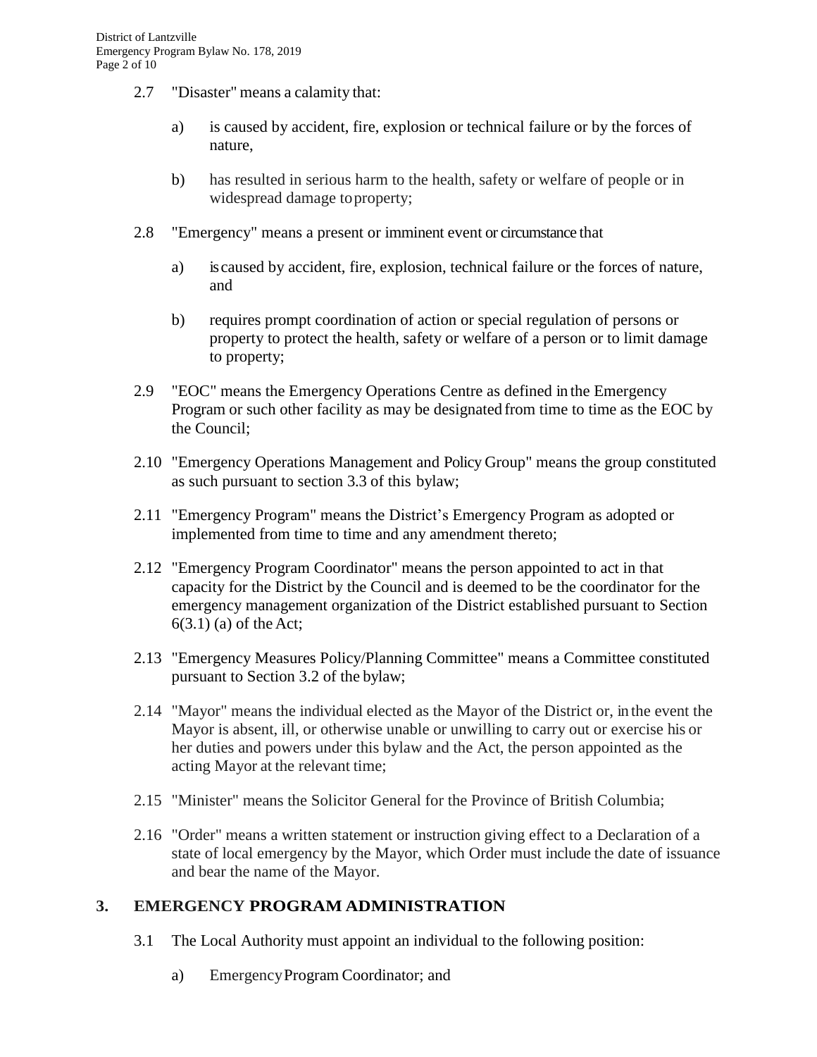2.7 "Disaster" means a calamity that:

a) is caused by accident, fire, explosion or technical failure or by the forces of nature,

b) has resulted in serious harm to the health, safety or welfare of people or in widespread damage to property;

2.8 "Emergency" means a present or imminent event or circumstance that

a) is caused by accident, fire, explosion, technical failure or the forces of nature, and

b) requires prompt coordination of action or special regulation of persons or property to protect the health, safety or welfare of a person or to limit damage to property;

2.9 "EOC" means the Emergency Operations Centre as defined in the Emergency Program or such other facility as may be designated from time to time as the EOC by the Council;

2.10 "Emergency Operations Management and Policy Group" means the group constituted as such pursuant to section 3.3 of this bylaw;

2.11 "Emergency Program" means the District's Emergency Program as adopted or implemented from time to time and any amendment thereto;

2.12 "Emergency Program Coordinator" means the person appointed to act in that capacity for the District by the Council and is deemed to be the coordinator for the emergency management organization of the District established pursuant to Section 6(3.1) (a) of the Act;

2.13 "Emergency Measures Policy/Planning Committee" means a Committee constituted pursuant to Section 3.2 of the bylaw;

2.14 "Mayor" means the individual elected as the Mayor of the District or, in the event the Mayor is absent, ill, or otherwise unable or unwilling to carry out or exercise his or her duties and powers under this bylaw and the Act, the person appointed as the acting Mayor at the relevant time;

2.15 "Minister" means the Solicitor General for the Province of British Columbia;

2.16 "Order" means a written statement or instruction giving effect to a Declaration of a state of local emergency by the Mayor, which Order must include the date of issuance and bear the name of the Mayor.

## 3. EMERGENCY PROGRAM ADMINISTRATION

3.1 The Local Authority must appoint an individual to the following position:

a) Emergency Program Coordinator; and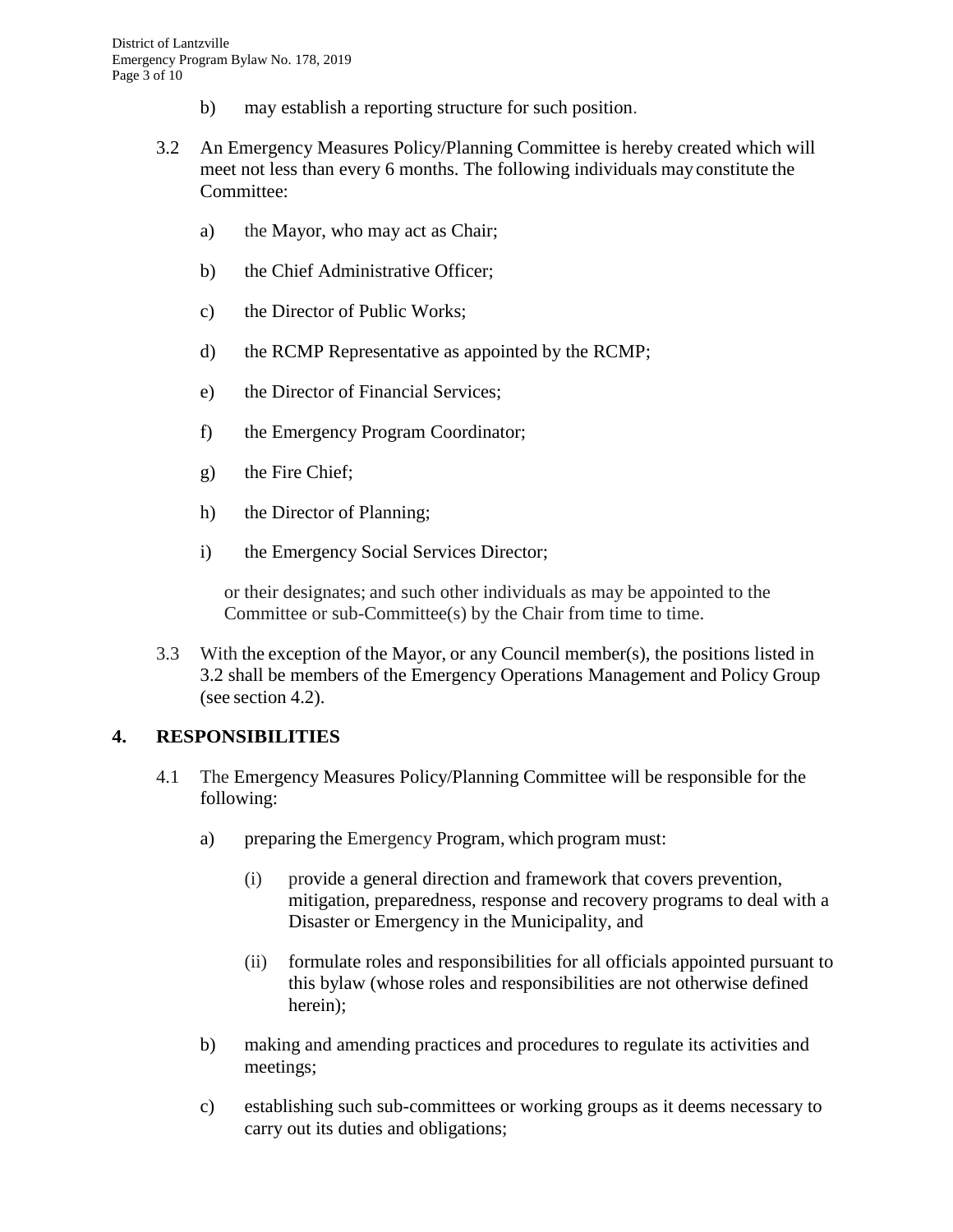b) may establish a reporting structure for such position.

3.2 An Emergency Measures Policy/Planning Committee is hereby created which will meet not less than every 6 months. The following individuals may constitute the Committee:

a) the Mayor, who may act as Chair;

b) the Chief Administrative Officer;

c) the Director of Public Works;

d) the RCMP Representative as appointed by the RCMP;

e) the Director of Financial Services;

f) the Emergency Program Coordinator;

g) the Fire Chief;

h) the Director of Planning;

i) the Emergency Social Services Director;

or their designates; and such other individuals as may be appointed to the Committee or sub-Committee(s) by the Chair from time to time.

3.3 With the exception of the Mayor, or any Council member(s), the positions listed in 3.2 shall be members of the Emergency Operations Management and Policy Group (see section 4.2).

## 4. RESPONSIBILITIES

4.1 The Emergency Measures Policy/Planning Committee will be responsible for the following:

a) preparing the Emergency Program, which program must:

(i) provide a general direction and framework that covers prevention, mitigation, preparedness, response and recovery programs to deal with a Disaster or Emergency in the Municipality, and

(ii) formulate roles and responsibilities for all officials appointed pursuant to this bylaw (whose roles and responsibilities are not otherwise defined herein);

b) making and amending practices and procedures to regulate its activities and meetings;

c) establishing such sub-committees or working groups as it deems necessary to carry out its duties and obligations;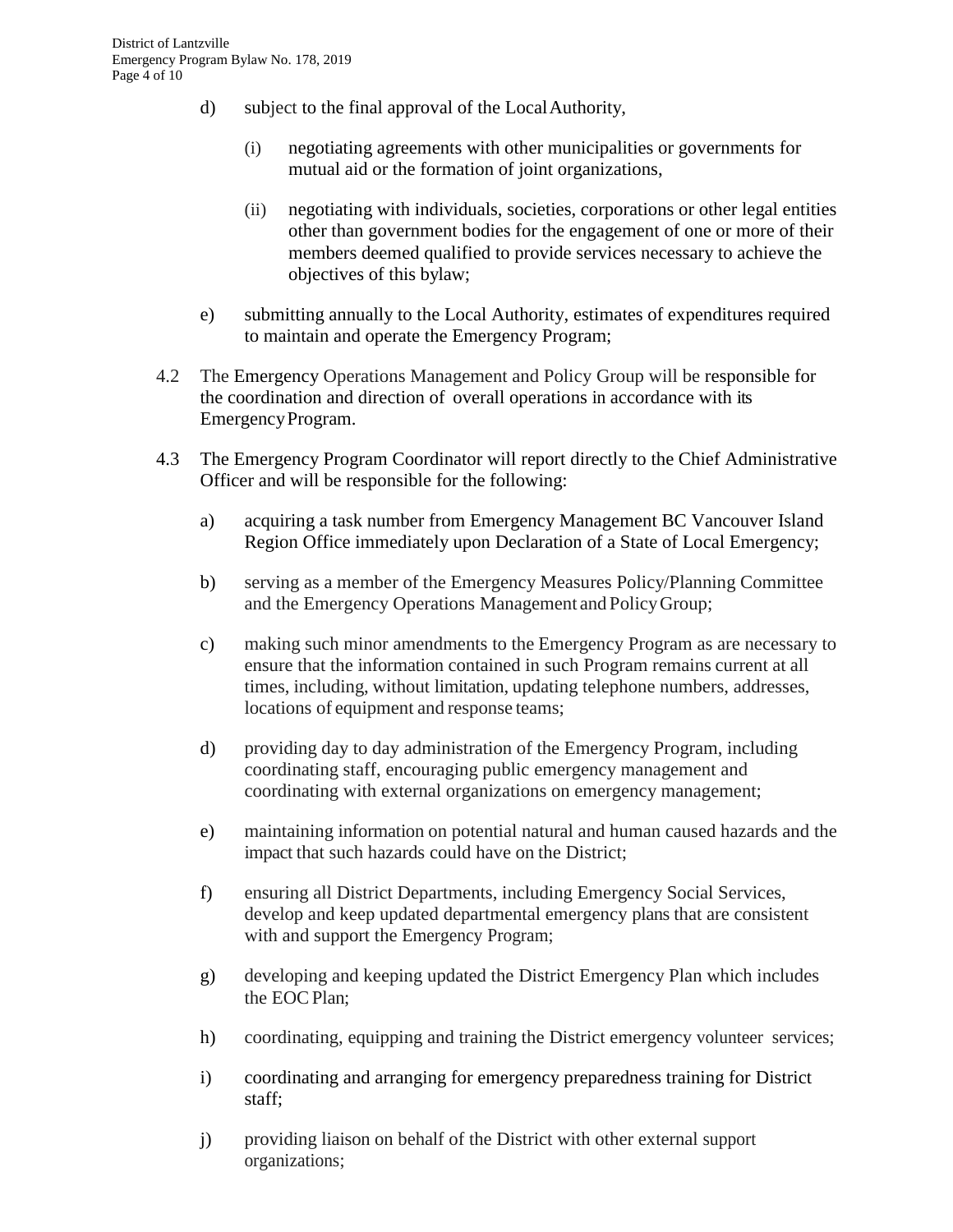d) subject to the final approval of the Local Authority,

   (i) negotiating agreements with other municipalities or governments for mutual aid or the formation of joint organizations,

   (ii) negotiating with individuals, societies, corporations or other legal entities other than government bodies for the engagement of one or more of their members deemed qualified to provide services necessary to achieve the objectives of this bylaw;

e) submitting annually to the Local Authority, estimates of expenditures required to maintain and operate the Emergency Program;

4.2 The Emergency Operations Management and Policy Group will be responsible for the coordination and direction of overall operations in accordance with its Emergency Program.

4.3 The Emergency Program Coordinator will report directly to the Chief Administrative Officer and will be responsible for the following:

a) acquiring a task number from Emergency Management BC Vancouver Island Region Office immediately upon Declaration of a State of Local Emergency;

b) serving as a member of the Emergency Measures Policy/Planning Committee and the Emergency Operations Management and Policy Group;

c) making such minor amendments to the Emergency Program as are necessary to ensure that the information contained in such Program remains current at all times, including, without limitation, updating telephone numbers, addresses, locations of equipment and response teams;

d) providing day to day administration of the Emergency Program, including coordinating staff, encouraging public emergency management and coordinating with external organizations on emergency management;

e) maintaining information on potential natural and human caused hazards and the impact that such hazards could have on the District;

f) ensuring all District Departments, including Emergency Social Services, develop and keep updated departmental emergency plans that are consistent with and support the Emergency Program;

g) developing and keeping updated the District Emergency Plan which includes the EOC Plan;

h) coordinating, equipping and training the District emergency volunteer services;

i) coordinating and arranging for emergency preparedness training for District staff;

j) providing liaison on behalf of the District with other external support organizations;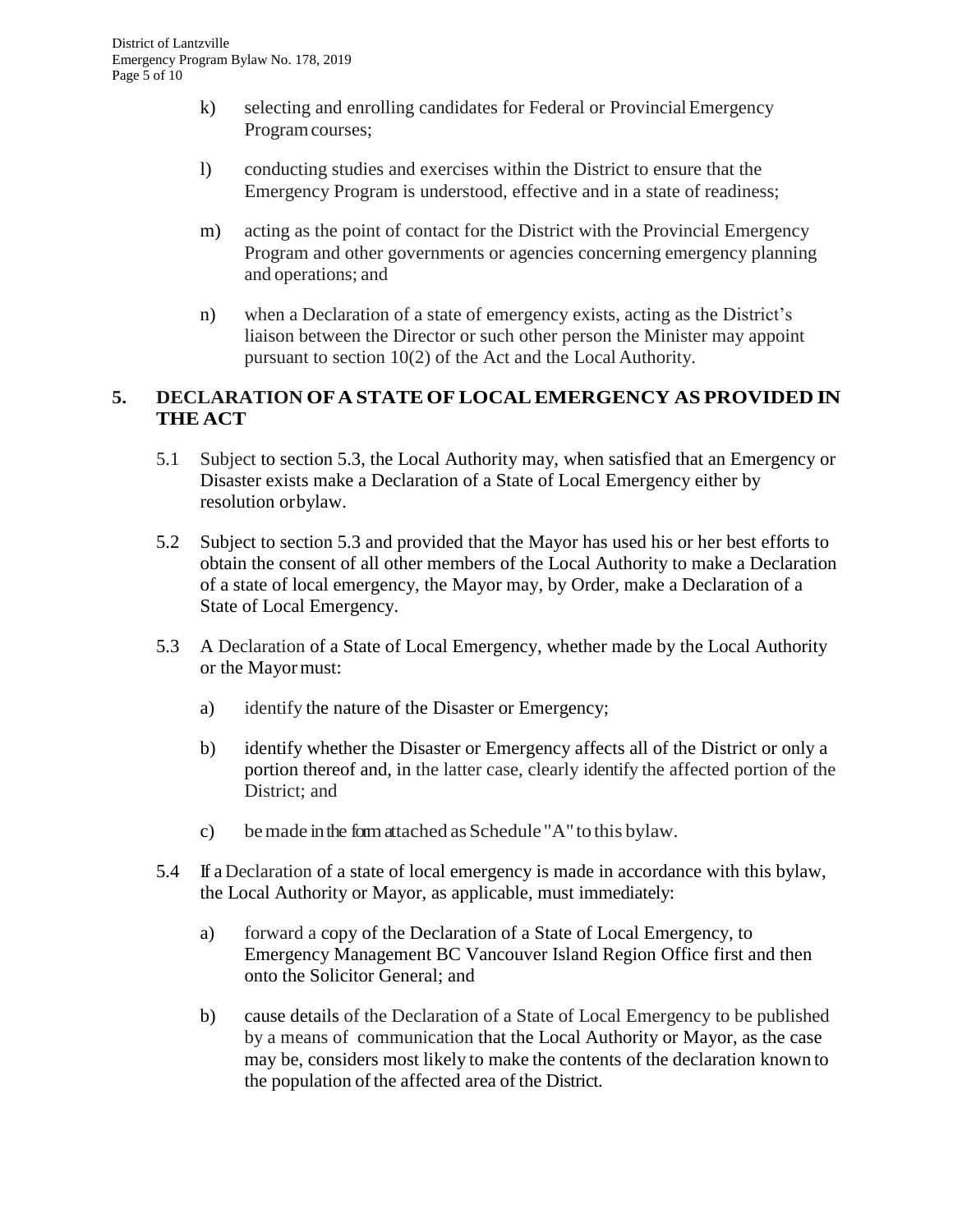k) selecting and enrolling candidates for Federal or Provincial Emergency Program courses;

l) conducting studies and exercises within the District to ensure that the Emergency Program is understood, effective and in a state of readiness;

m) acting as the point of contact for the District with the Provincial Emergency Program and other governments or agencies concerning emergency planning and operations; and

n) when a Declaration of a state of emergency exists, acting as the District's liaison between the Director or such other person the Minister may appoint pursuant to section 10(2) of the Act and the Local Authority.

## 5. DECLARATION OF A STATE OF LOCAL EMERGENCY AS PROVIDED IN THE ACT

5.1 Subject to section 5.3, the Local Authority may, when satisfied that an Emergency or Disaster exists make a Declaration of a State of Local Emergency either by resolution or bylaw.

5.2 Subject to section 5.3 and provided that the Mayor has used his or her best efforts to obtain the consent of all other members of the Local Authority to make a Declaration of a state of local emergency, the Mayor may, by Order, make a Declaration of a State of Local Emergency.

5.3 A Declaration of a State of Local Emergency, whether made by the Local Authority or the Mayor must:

a) identify the nature of the Disaster or Emergency;

b) identify whether the Disaster or Emergency affects all of the District or only a portion thereof and, in the latter case, clearly identify the affected portion of the District; and

c) be made in the form attached as Schedule "A" to this bylaw.

5.4 If a Declaration of a state of local emergency is made in accordance with this bylaw, the Local Authority or Mayor, as applicable, must immediately:

a) forward a copy of the Declaration of a State of Local Emergency, to Emergency Management BC Vancouver Island Region Office first and then onto the Solicitor General; and

b) cause details of the Declaration of a State of Local Emergency to be published by a means of communication that the Local Authority or Mayor, as the case may be, considers most likely to make the contents of the declaration known to the population of the affected area of the District.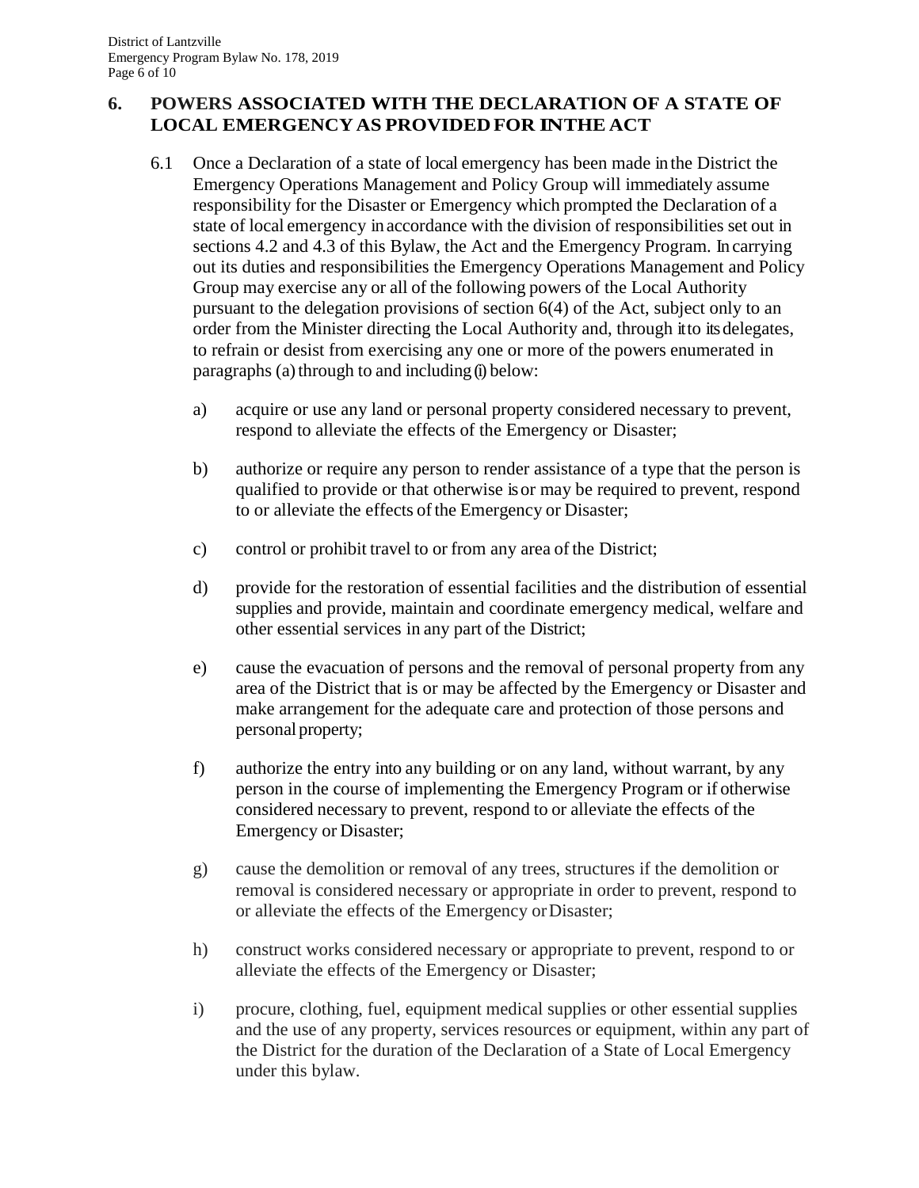## 6. POWERS ASSOCIATED WITH THE DECLARATION OF A STATE OF LOCAL EMERGENCY AS PROVIDED FOR IN THE ACT

6.1 Once a Declaration of a state of local emergency has been made in the District the Emergency Operations Management and Policy Group will immediately assume responsibility for the Disaster or Emergency which prompted the Declaration of a state of local emergency in accordance with the division of responsibilities set out in sections 4.2 and 4.3 of this Bylaw, the Act and the Emergency Program. In carrying out its duties and responsibilities the Emergency Operations Management and Policy Group may exercise any or all of the following powers of the Local Authority pursuant to the delegation provisions of section 6(4) of the Act, subject only to an order from the Minister directing the Local Authority and, through it to its delegates, to refrain or desist from exercising any one or more of the powers enumerated in paragraphs (a) through to and including (i) below:

a) acquire or use any land or personal property considered necessary to prevent, respond to alleviate the effects of the Emergency or Disaster;

b) authorize or require any person to render assistance of a type that the person is qualified to provide or that otherwise is or may be required to prevent, respond to or alleviate the effects of the Emergency or Disaster;

c) control or prohibit travel to or from any area of the District;

d) provide for the restoration of essential facilities and the distribution of essential supplies and provide, maintain and coordinate emergency medical, welfare and other essential services in any part of the District;

e) cause the evacuation of persons and the removal of personal property from any area of the District that is or may be affected by the Emergency or Disaster and make arrangement for the adequate care and protection of those persons and personal property;

f) authorize the entry into any building or on any land, without warrant, by any person in the course of implementing the Emergency Program or if otherwise considered necessary to prevent, respond to or alleviate the effects of the Emergency or Disaster;

g) cause the demolition or removal of any trees, structures if the demolition or removal is considered necessary or appropriate in order to prevent, respond to or alleviate the effects of the Emergency or Disaster;

h) construct works considered necessary or appropriate to prevent, respond to or alleviate the effects of the Emergency or Disaster;

i) procure, clothing, fuel, equipment medical supplies or other essential supplies and the use of any property, services resources or equipment, within any part of the District for the duration of the Declaration of a State of Local Emergency under this bylaw.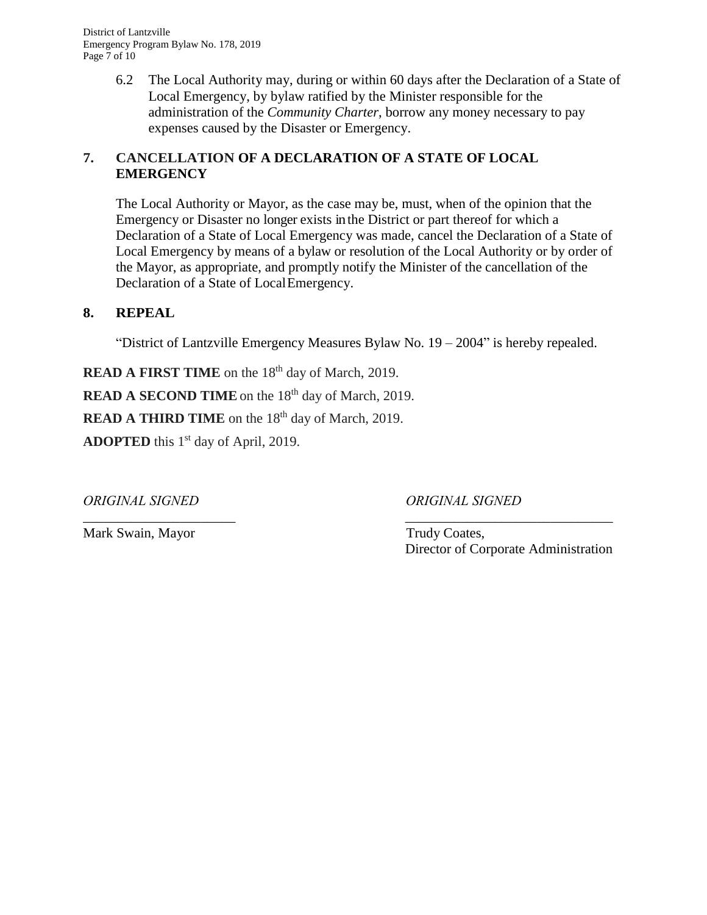6.2 The Local Authority may, during or within 60 days after the Declaration of a State of Local Emergency, by bylaw ratified by the Minister responsible for the administration of the *Community Charter*, borrow any money necessary to pay expenses caused by the Disaster or Emergency.

## 7. CANCELLATION OF A DECLARATION OF A STATE OF LOCAL EMERGENCY

The Local Authority or Mayor, as the case may be, must, when of the opinion that the Emergency or Disaster no longer exists in the District or part thereof for which a Declaration of a State of Local Emergency was made, cancel the Declaration of a State of Local Emergency by means of a bylaw or resolution of the Local Authority or by order of the Mayor, as appropriate, and promptly notify the Minister of the cancellation of the Declaration of a State of Local Emergency.

## 8. REPEAL

"District of Lantzville Emergency Measures Bylaw No. 19 – 2004" is hereby repealed.

**READ A FIRST TIME** on the 18th day of March, 2019.

**READ A SECOND TIME** on the 18th day of March, 2019.

**READ A THIRD TIME** on the 18th day of March, 2019.

**ADOPTED** this 1st day of April, 2019.

*ORIGINAL SIGNED*

Mark Swain, Mayor

*ORIGINAL SIGNED*

Trudy Coates,
Director of Corporate Administration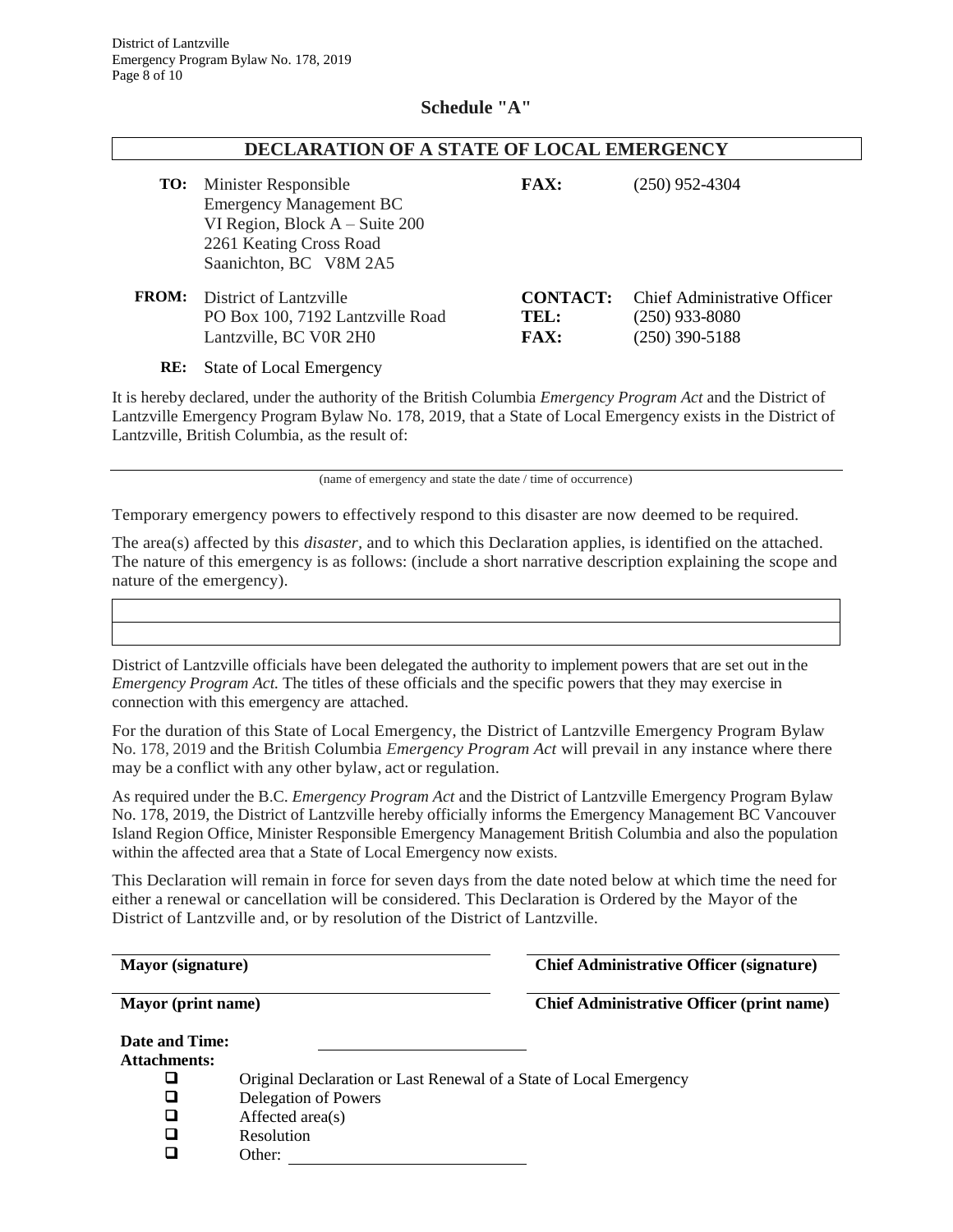## Schedule "A"

### DECLARATION OF A STATE OF LOCAL EMERGENCY

| | | | |
|---|---|---|---|
| **TO:** | Minister Responsible<br>Emergency Management BC<br>VI Region, Block A – Suite 200<br>2261 Keating Cross Road<br>Saanichton, BC V8M 2A5 | **FAX:** | (250) 952-4304 |
| **FROM:** | District of Lantzville<br>PO Box 100, 7192 Lantzville Road<br>Lantzville, BC V0R 2H0 | **CONTACT:**<br>**TEL:**<br>**FAX:** | Chief Administrative Officer<br>(250) 933-8080<br>(250) 390-5188 |
| **RE:** | State of Local Emergency | | |

It is hereby declared, under the authority of the British Columbia *Emergency Program Act* and the District of Lantzville Emergency Program Bylaw No. 178, 2019, that a State of Local Emergency exists in the District of Lantzville, British Columbia, as the result of:

______________________________________________
(name of emergency and state the date / time of occurrence)

Temporary emergency powers to effectively respond to this disaster are now deemed to be required.

The area(s) affected by this *disaster,* and to which this Declaration applies, is identified on the attached. The nature of this emergency is as follows: (include a short narrative description explaining the scope and nature of the emergency).

| |
|---|
| |
| |

District of Lantzville officials have been delegated the authority to implement powers that are set out in the *Emergency Program Act.* The titles of these officials and the specific powers that they may exercise in connection with this emergency are attached.

For the duration of this State of Local Emergency, the District of Lantzville Emergency Program Bylaw No. 178, 2019 and the British Columbia *Emergency Program Act* will prevail in any instance where there may be a conflict with any other bylaw, act or regulation.

As required under the B.C. *Emergency Program Act* and the District of Lantzville Emergency Program Bylaw No. 178, 2019, the District of Lantzville hereby officially informs the Emergency Management BC Vancouver Island Region Office, Minister Responsible Emergency Management British Columbia and also the population within the affected area that a State of Local Emergency now exists.

This Declaration will remain in force for seven days from the date noted below at which time the need for either a renewal or cancellation will be considered. This Declaration is Ordered by the Mayor of the District of Lantzville and, or by resolution of the District of Lantzville.

______________________________ ______________________________
**Mayor (signature)** **Chief Administrative Officer (signature)**

______________________________ ______________________________
**Mayor (print name)** **Chief Administrative Officer (print name)**

**Date and Time:** ______________________________

**Attachments:**

- ☐ Original Declaration or Last Renewal of a State of Local Emergency
- ☐ Delegation of Powers
- ☐ Affected area(s)
- ☐ Resolution
- ☐ Other: ______________________________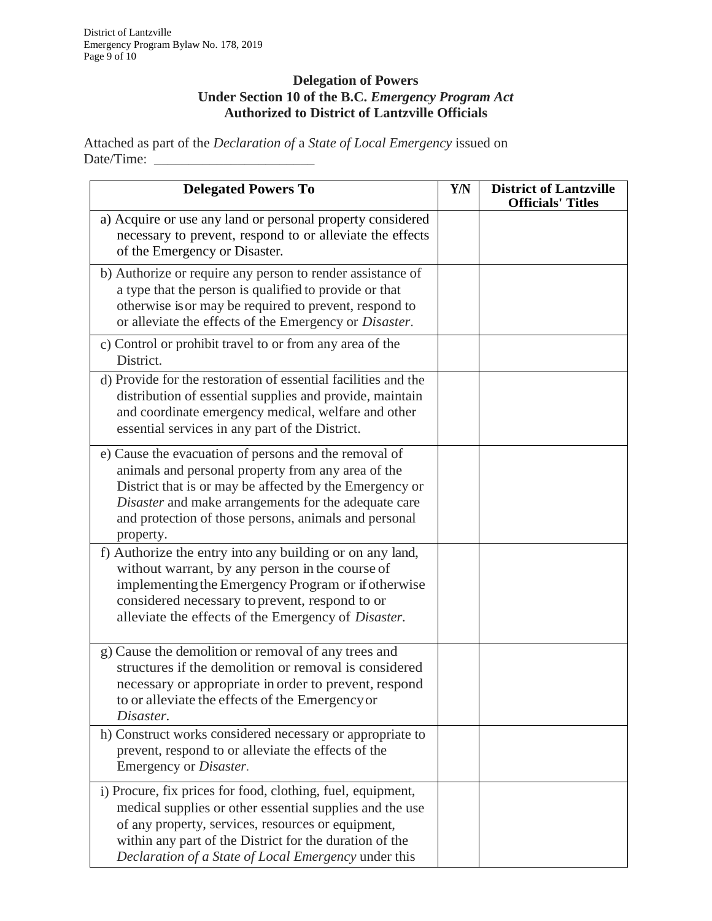**Delegation of Powers**
**Under Section 10 of the B.C. *Emergency Program Act***
**Authorized to District of Lantzville Officials**

Attached as part of the *Declaration of* a *State of Local Emergency* issued on Date/Time: \_\_\_\_\_\_\_\_\_\_\_\_\_\_\_\_\_\_\_\_\_\_\_

| Delegated Powers To | Y/N | District of Lantzville Officials' Titles |
|---|---|---|
| a) Acquire or use any land or personal property considered necessary to prevent, respond to or alleviate the effects of the Emergency or Disaster. | | |
| b) Authorize or require any person to render assistance of a type that the person is qualified to provide or that otherwise is or may be required to prevent, respond to or alleviate the effects of the Emergency or *Disaster*. | | |
| c) Control or prohibit travel to or from any area of the District. | | |
| d) Provide for the restoration of essential facilities and the distribution of essential supplies and provide, maintain and coordinate emergency medical, welfare and other essential services in any part of the District. | | |
| e) Cause the evacuation of persons and the removal of animals and personal property from any area of the District that is or may be affected by the Emergency or *Disaster* and make arrangements for the adequate care and protection of those persons, animals and personal property. | | |
| f) Authorize the entry into any building or on any land, without warrant, by any person in the course of implementing the Emergency Program or if otherwise considered necessary to prevent, respond to or alleviate the effects of the Emergency of *Disaster*. | | |
| g) Cause the demolition or removal of any trees and structures if the demolition or removal is considered necessary or appropriate in order to prevent, respond to or alleviate the effects of the Emergency or *Disaster*. | | |
| h) Construct works considered necessary or appropriate to prevent, respond to or alleviate the effects of the Emergency or *Disaster*. | | |
| i) Procure, fix prices for food, clothing, fuel, equipment, medical supplies or other essential supplies and the use of any property, services, resources or equipment, within any part of the District for the duration of the *Declaration of a State of Local Emergency* under this | | |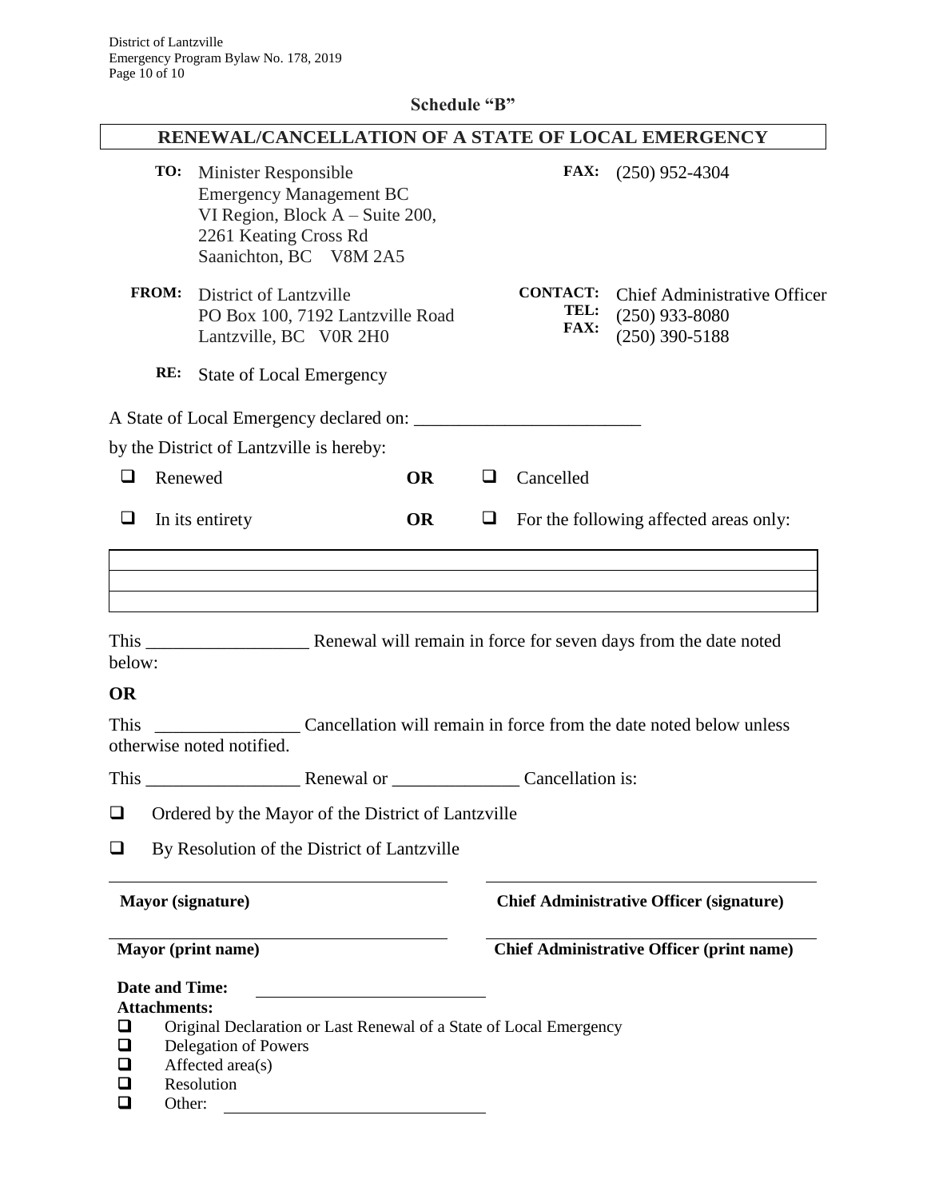## Schedule "B"

### RENEWAL/CANCELLATION OF A STATE OF LOCAL EMERGENCY

| | | | |
|---|---|---|---|
| **TO:** | Minister Responsible<br>Emergency Management BC<br>VI Region, Block A – Suite 200,<br>2261 Keating Cross Rd<br>Saanichton, BC V8M 2A5 | **FAX:** | (250) 952-4304 |
| **FROM:** | District of Lantzville<br>PO Box 100, 7192 Lantzville Road<br>Lantzville, BC V0R 2H0 | **CONTACT:**<br>**TEL:**<br>**FAX:** | Chief Administrative Officer<br>(250) 933-8080<br>(250) 390-5188 |
| **RE:** | State of Local Emergency | | |

A State of Local Emergency declared on: ________________________

by the District of Lantzville is hereby:

- ☐ Renewed **OR** ☐ Cancelled
- ☐ In its entirety **OR** ☐ For the following affected areas only:

| |
|---|
| |
| |
| |

This __________________ Renewal will remain in force for seven days from the date noted below:

**OR**

This ________________ Cancellation will remain in force from the date noted below unless otherwise noted notified.

This _________________ Renewal or ______________ Cancellation is:

- ☐ Ordered by the Mayor of the District of Lantzville
- ☐ By Resolution of the District of Lantzville

| | |
|---|---|
| ______________________________ | ______________________________ |
| **Mayor (signature)** | **Chief Administrative Officer (signature)** |
| ______________________________ | ______________________________ |
| **Mayor (print name)** | **Chief Administrative Officer (print name)** |

**Date and Time:** ______________________

**Attachments:**

- ☐ Original Declaration or Last Renewal of a State of Local Emergency
- ☐ Delegation of Powers
- ☐ Affected area(s)
- ☐ Resolution
- ☐ Other: ______________________